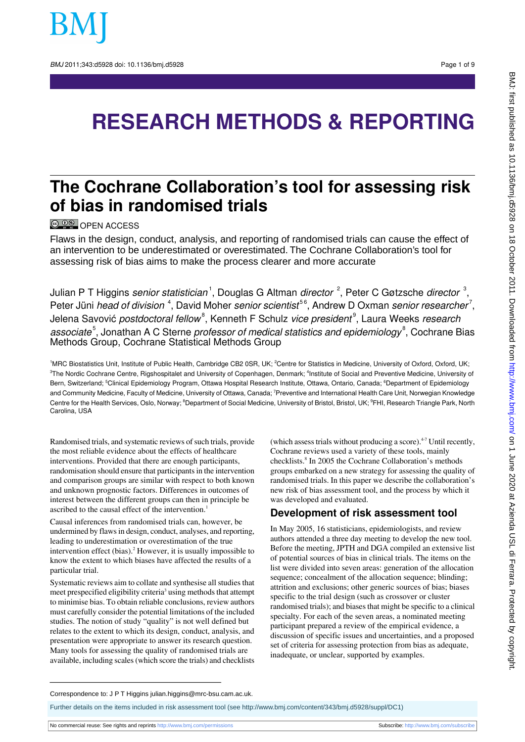# RESEARCH METHODS & REPORTING

## The Cochrane Collaboration's tool for assessing risk of bias in randomised trials

OPEN ACCESS

Flaws in the design, conduct, analysis, and reporting of randomised trials can cause the effect of an intervention to be underestimated or overestimated. The Cochrane Collaboration's tool for assessing risk of bias aims to make the process clearer and more accurate

Julian P T Higgins *senior statistician*[1], Douglas G Altman *director*[2], Peter C Gøtzsche *director*[3], Peter Jüni *head of division*[4], David Moher *senior scientist*[5,6], Andrew D Oxman *senior researcher*[7], Jelena Savović *postdoctoral fellow*[8], Kenneth F Schulz *vice president*[9], Laura Weeks *research associate*[5], Jonathan A C Sterne *professor of medical statistics and epidemiology*[8], Cochrane Bias Methods Group, Cochrane Statistical Methods Group

[1]MRC Biostatistics Unit, Institute of Public Health, Cambridge CB2 0SR, UK; [2]Centre for Statistics in Medicine, University of Oxford, Oxford, UK; [3]The Nordic Cochrane Centre, Rigshospitalet and University of Copenhagen, Denmark; [4]Institute of Social and Preventive Medicine, University of Bern, Switzerland; [5]Clinical Epidemiology Program, Ottawa Hospital Research Institute, Ottawa, Ontario, Canada; [6]Department of Epidemiology and Community Medicine, Faculty of Medicine, University of Ottawa, Canada; [7]Preventive and International Health Care Unit, Norwegian Knowledge Centre for the Health Services, Oslo, Norway; [8]Department of Social Medicine, University of Bristol, Bristol, UK; [9]FHI, Research Triangle Park, North Carolina, USA

Randomised trials, and systematic reviews of such trials, provide the most reliable evidence about the effects of healthcare interventions. Provided that there are enough participants, randomisation should ensure that participants in the intervention and comparison groups are similar with respect to both known and unknown prognostic factors. Differences in outcomes of interest between the different groups can then in principle be ascribed to the causal effect of the intervention.[1]

Causal inferences from randomised trials can, however, be undermined by flaws in design, conduct, analyses, and reporting, leading to underestimation or overestimation of the true intervention effect (bias).[2] However, it is usually impossible to know the extent to which biases have affected the results of a particular trial.

Systematic reviews aim to collate and synthesise all studies that meet prespecified eligibility criteria[3] using methods that attempt to minimise bias. To obtain reliable conclusions, review authors must carefully consider the potential limitations of the included studies. The notion of study "quality" is not well defined but relates to the extent to which its design, conduct, analysis, and presentation were appropriate to answer its research question. Many tools for assessing the quality of randomised trials are available, including scales (which score the trials) and checklists (which assess trials without producing a score).[4-7] Until recently, Cochrane reviews used a variety of these tools, mainly checklists.[8] In 2005 the Cochrane Collaboration's methods groups embarked on a new strategy for assessing the quality of randomised trials. In this paper we describe the collaboration's new risk of bias assessment tool, and the process by which it was developed and evaluated.

### Development of risk assessment tool

In May 2005, 16 statisticians, epidemiologists, and review authors attended a three day meeting to develop the new tool. Before the meeting, JPTH and DGA compiled an extensive list of potential sources of bias in clinical trials. The items on the list were divided into seven areas: generation of the allocation sequence; concealment of the allocation sequence; blinding; attrition and exclusions; other generic sources of bias; biases specific to the trial design (such as crossover or cluster randomised trials); and biases that might be specific to a clinical specialty. For each of the seven areas, a nominated meeting participant prepared a review of the empirical evidence, a discussion of specific issues and uncertainties, and a proposed set of criteria for assessing protection from bias as adequate, inadequate, or unclear, supported by examples.

Correspondence to: J P T Higgins julian.higgins@mrc-bsu.cam.ac.uk.

Further details on the items included in risk assessment tool (see http://www.bmj.com/content/343/bmj.d5928/suppl/DC1)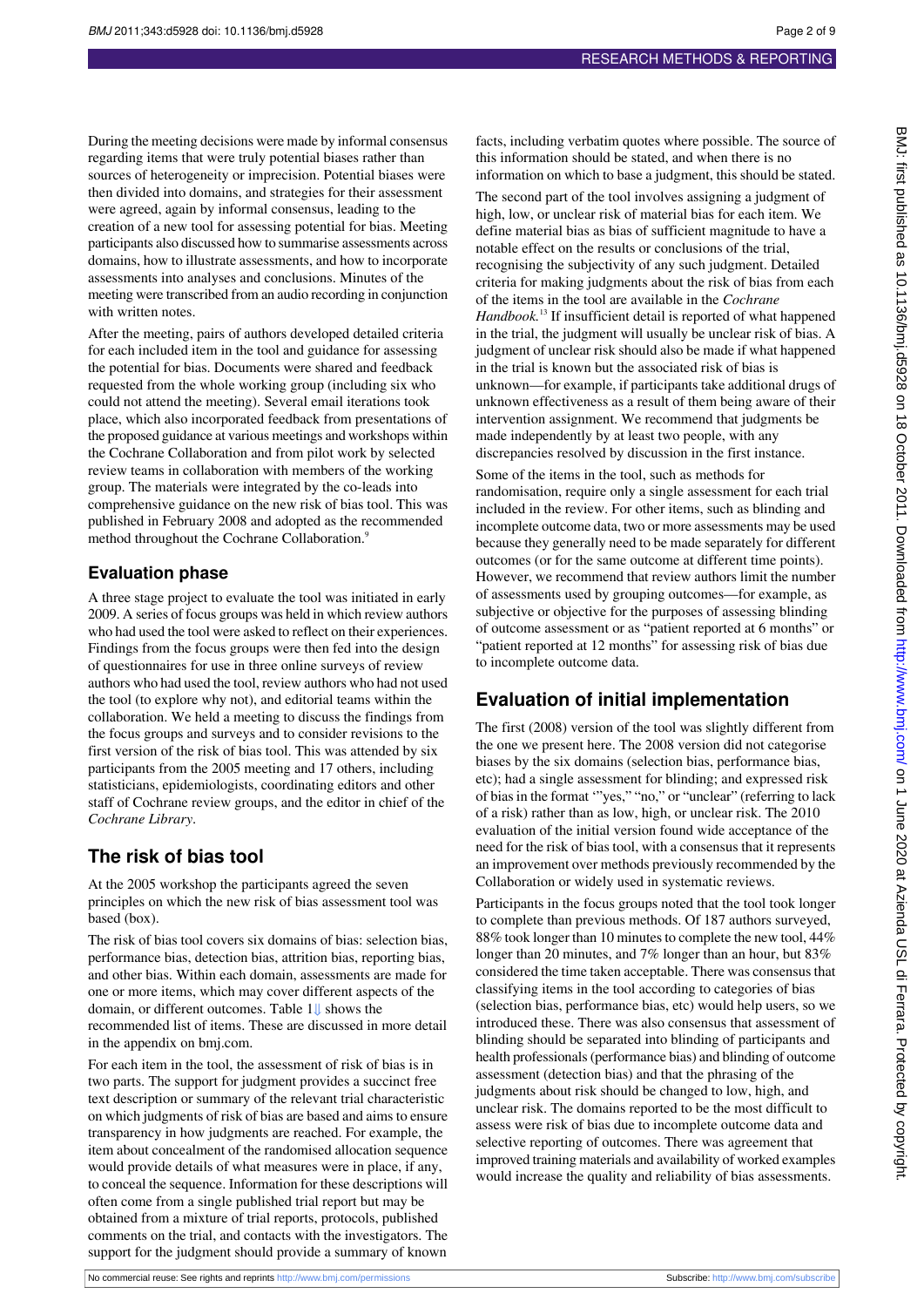During the meeting decisions were made by informal consensus regarding items that were truly potential biases rather than sources of heterogeneity or imprecision. Potential biases were then divided into domains, and strategies for their assessment were agreed, again by informal consensus, leading to the creation of a new tool for assessing potential for bias. Meeting participants also discussed how to summarise assessments across domains, how to illustrate assessments, and how to incorporate assessments into analyses and conclusions. Minutes of the meeting were transcribed from an audio recording in conjunction with written notes.

After the meeting, pairs of authors developed detailed criteria for each included item in the tool and guidance for assessing the potential for bias. Documents were shared and feedback requested from the whole working group (including six who could not attend the meeting). Several email iterations took place, which also incorporated feedback from presentations of the proposed guidance at various meetings and workshops within the Cochrane Collaboration and from pilot work by selected review teams in collaboration with members of the working group. The materials were integrated by the co-leads into comprehensive guidance on the new risk of bias tool. This was published in February 2008 and adopted as the recommended method throughout the Cochrane Collaboration.[9]

## Evaluation phase

A three stage project to evaluate the tool was initiated in early 2009. A series of focus groups was held in which review authors who had used the tool were asked to reflect on their experiences. Findings from the focus groups were then fed into the design of questionnaires for use in three online surveys of review authors who had used the tool, review authors who had not used the tool (to explore why not), and editorial teams within the collaboration. We held a meeting to discuss the findings from the focus groups and surveys and to consider revisions to the first version of the risk of bias tool. This was attended by six participants from the 2005 meeting and 17 others, including statisticians, epidemiologists, coordinating editors and other staff of Cochrane review groups, and the editor in chief of the *Cochrane Library*.

## The risk of bias tool

At the 2005 workshop the participants agreed the seven principles on which the new risk of bias assessment tool was based (box).

The risk of bias tool covers six domains of bias: selection bias, performance bias, detection bias, attrition bias, reporting bias, and other bias. Within each domain, assessments are made for one or more items, which may cover different aspects of the domain, or different outcomes. Table 1 shows the recommended list of items. These are discussed in more detail in the appendix on bmj.com.

For each item in the tool, the assessment of risk of bias is in two parts. The support for judgment provides a succinct free text description or summary of the relevant trial characteristic on which judgments of risk of bias are based and aims to ensure transparency in how judgments are reached. For example, the item about concealment of the randomised allocation sequence would provide details of what measures were in place, if any, to conceal the sequence. Information for these descriptions will often come from a single published trial report but may be obtained from a mixture of trial reports, protocols, published comments on the trial, and contacts with the investigators. The support for the judgment should provide a summary of known facts, including verbatim quotes where possible. The source of this information should be stated, and when there is no information on which to base a judgment, this should be stated.

The second part of the tool involves assigning a judgment of high, low, or unclear risk of material bias for each item. We define material bias as bias of sufficient magnitude to have a notable effect on the results or conclusions of the trial, recognising the subjectivity of any such judgment. Detailed criteria for making judgments about the risk of bias from each of the items in the tool are available in the *Cochrane Handbook*.[13] If insufficient detail is reported of what happened in the trial, the judgment will usually be unclear risk of bias. A judgment of unclear risk should also be made if what happened in the trial is known but the associated risk of bias is unknown—for example, if participants take additional drugs of unknown effectiveness as a result of them being aware of their intervention assignment. We recommend that judgments be made independently by at least two people, with any discrepancies resolved by discussion in the first instance.

Some of the items in the tool, such as methods for randomisation, require only a single assessment for each trial included in the review. For other items, such as blinding and incomplete outcome data, two or more assessments may be used because they generally need to be made separately for different outcomes (or for the same outcome at different time points). However, we recommend that review authors limit the number of assessments used by grouping outcomes—for example, as subjective or objective for the purposes of assessing blinding of outcome assessment or as "patient reported at 6 months" or "patient reported at 12 months" for assessing risk of bias due to incomplete outcome data.

## Evaluation of initial implementation

The first (2008) version of the tool was slightly different from the one we present here. The 2008 version did not categorise biases by the six domains (selection bias, performance bias, etc); had a single assessment for blinding; and expressed risk of bias in the format '"yes," "no," or "unclear" (referring to lack of a risk) rather than as low, high, or unclear risk. The 2010 evaluation of the initial version found wide acceptance of the need for the risk of bias tool, with a consensus that it represents an improvement over methods previously recommended by the Collaboration or widely used in systematic reviews.

Participants in the focus groups noted that the tool took longer to complete than previous methods. Of 187 authors surveyed, 88% took longer than 10 minutes to complete the new tool, 44% longer than 20 minutes, and 7% longer than an hour, but 83% considered the time taken acceptable. There was consensus that classifying items in the tool according to categories of bias (selection bias, performance bias, etc) would help users, so we introduced these. There was also consensus that assessment of blinding should be separated into blinding of participants and health professionals (performance bias) and blinding of outcome assessment (detection bias) and that the phrasing of the judgments about risk should be changed to low, high, and unclear risk. The domains reported to be the most difficult to assess were risk of bias due to incomplete outcome data and selective reporting of outcomes. There was agreement that improved training materials and availability of worked examples would increase the quality and reliability of bias assessments.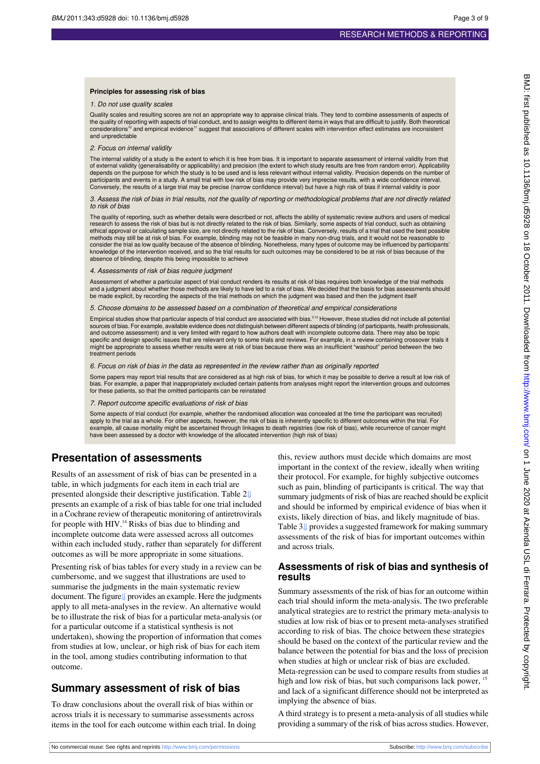**Principles for assessing risk of bias**

*1. Do not use quality scales*

Quality scales and resulting scores are not an appropriate way to appraise clinical trials. They tend to combine assessments of aspects of the quality of reporting with aspects of trial conduct, and to assign weights to different items in ways that are difficult to justify. Both theoretical considerations[10] and empirical evidence[11] suggest that associations of different scales with intervention effect estimates are inconsistent and unpredictable

*2. Focus on internal validity*

The internal validity of a study is the extent to which it is free from bias. It is important to separate assessment of internal validity from that of external validity (generalisability or applicability) and precision (the extent to which study results are free from random error). Applicability depends on the purpose for which the study is to be used and is less relevant without internal validity. Precision depends on the number of participants and events in a study. A small trial with low risk of bias may provide very imprecise results, with a wide confidence interval. Conversely, the results of a large trial may be precise (narrow confidence interval) but have a high risk of bias if internal validity is poor

*3. Assess the risk of bias in trial results, not the quality of reporting or methodological problems that are not directly related to risk of bias*

The quality of reporting, such as whether details were described or not, affects the ability of systematic review authors and users of medical research to assess the risk of bias but is not directly related to the risk of bias. Similarly, some aspects of trial conduct, such as obtaining ethical approval or calculating sample size, are not directly related to the risk of bias. Conversely, results of a trial that used the best possible methods may still be at risk of bias. For example, blinding may not be feasible in many non-drug trials, and it would not be reasonable to consider the trial as low quality because of the absence of blinding. Nonetheless, many types of outcome may be influenced by participants' knowledge of the intervention received, and so the trial results for such outcomes may be considered to be at risk of bias because of the absence of blinding, despite this being impossible to achieve

*4. Assessments of risk of bias require judgment*

Assessment of whether a particular aspect of trial conduct renders its results at risk of bias requires both knowledge of the trial methods and a judgment about whether those methods are likely to have led to a risk of bias. We decided that the basis for bias assessments should be made explicit, by recording the aspects of the trial methods on which the judgment was based and then the judgment itself

*5. Choose domains to be assessed based on a combination of theoretical and empirical considerations*

Empirical studies show that particular aspects of trial conduct are associated with bias.[2,12] However, these studies did not include all potential sources of bias. For example, available evidence does not distinguish between different aspects of blinding (of participants, health professionals, and outcome assessment) and is very limited with regard to how authors dealt with incomplete outcome data. There may also be topic specific and design specific issues that are relevant only to some trials and reviews. For example, in a review containing crossover trials it might be appropriate to assess whether results were at risk of bias because there was an insufficient "washout" period between the two treatment periods

*6. Focus on risk of bias in the data as represented in the review rather than as originally reported*

Some papers may report trial results that are considered as at high risk of bias, for which it may be possible to derive a result at low risk of bias. For example, a paper that inappropriately excluded certain patients from analyses might report the intervention groups and outcomes for these patients, so that the omitted participants can be reinstated

*7. Report outcome specific evaluations of risk of bias*

Some aspects of trial conduct (for example, whether the randomised allocation was concealed at the time the participant was recruited) apply to the trial as a whole. For other aspects, however, the risk of bias is inherently specific to different outcomes within the trial. For example, all cause mortality might be ascertained through linkages to death registries (low risk of bias), while recurrence of cancer might have been assessed by a doctor with knowledge of the allocated intervention (high risk of bias)

## Presentation of assessments

Results of an assessment of risk of bias can be presented in a table, in which judgments for each item in each trial are presented alongside their descriptive justification. Table 2 presents an example of a risk of bias table for one trial included in a Cochrane review of therapeutic monitoring of antiretrovirals for people with HIV.[14] Risks of bias due to blinding and incomplete outcome data were assessed across all outcomes within each included study, rather than separately for different outcomes as will be more appropriate in some situations.

Presenting risk of bias tables for every study in a review can be cumbersome, and we suggest that illustrations are used to summarise the judgments in the main systematic review document. The figure provides an example. Here the judgments apply to all meta-analyses in the review. An alternative would be to illustrate the risk of bias for a particular meta-analysis (or for a particular outcome if a statistical synthesis is not undertaken), showing the proportion of information that comes from studies at low, unclear, or high risk of bias for each item in the tool, among studies contributing information to that outcome.

## Summary assessment of risk of bias

To draw conclusions about the overall risk of bias within or across trials it is necessary to summarise assessments across items in the tool for each outcome within each trial. In doing this, review authors must decide which domains are most important in the context of the review, ideally when writing their protocol. For example, for highly subjective outcomes such as pain, blinding of participants is critical. The way that summary judgments of risk of bias are reached should be explicit and should be informed by empirical evidence of bias when it exists, likely direction of bias, and likely magnitude of bias. Table 3 provides a suggested framework for making summary assessments of the risk of bias for important outcomes within and across trials.

## Assessments of risk of bias and synthesis of results

Summary assessments of the risk of bias for an outcome within each trial should inform the meta-analysis. The two preferable analytical strategies are to restrict the primary meta-analysis to studies at low risk of bias or to present meta-analyses stratified according to risk of bias. The choice between these strategies should be based on the context of the particular review and the balance between the potential for bias and the loss of precision when studies at high or unclear risk of bias are excluded. Meta-regression can be used to compare results from studies at high and low risk of bias, but such comparisons lack power,[15] and lack of a significant difference should not be interpreted as implying the absence of bias.

A third strategy is to present a meta-analysis of all studies while providing a summary of the risk of bias across studies. However,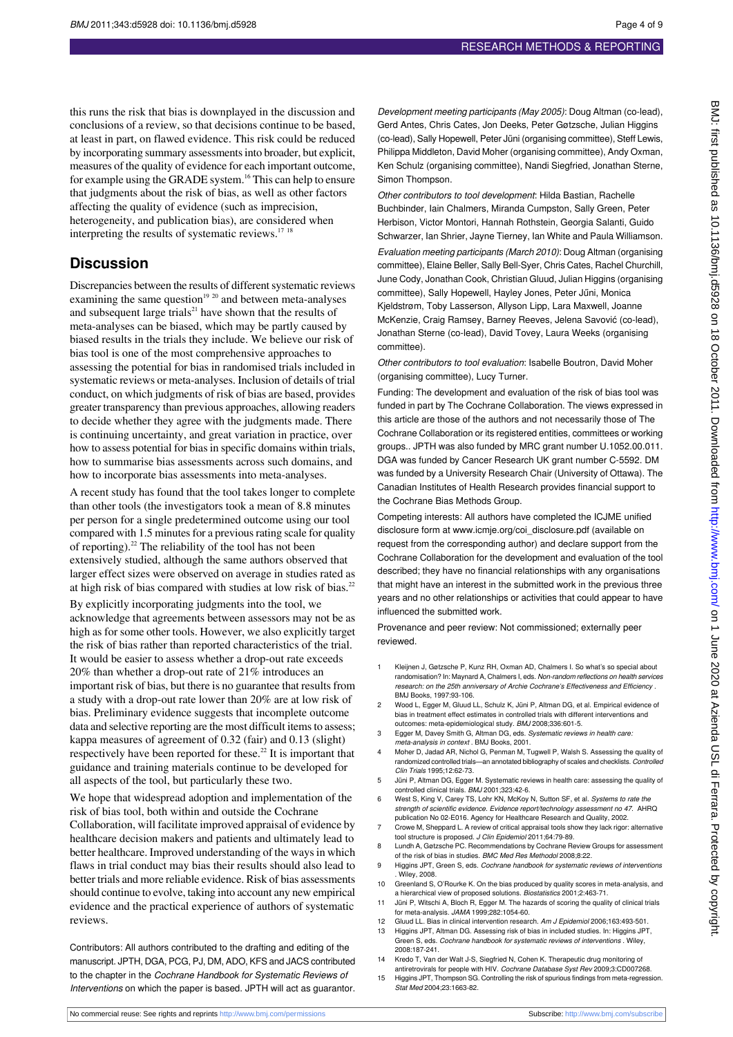this runs the risk that bias is downplayed in the discussion and conclusions of a review, so that decisions continue to be based, at least in part, on flawed evidence. This risk could be reduced by incorporating summary assessments into broader, but explicit, measures of the quality of evidence for each important outcome, for example using the GRADE system.[16] This can help to ensure that judgments about the risk of bias, as well as other factors affecting the quality of evidence (such as imprecision, heterogeneity, and publication bias), are considered when interpreting the results of systematic reviews.[17 18]

## Discussion

Discrepancies between the results of different systematic reviews examining the same question[19 20] and between meta-analyses and subsequent large trials[21] have shown that the results of meta-analyses can be biased, which may be partly caused by biased results in the trials they include. We believe our risk of bias tool is one of the most comprehensive approaches to assessing the potential for bias in randomised trials included in systematic reviews or meta-analyses. Inclusion of details of trial conduct, on which judgments of risk of bias are based, provides greater transparency than previous approaches, allowing readers to decide whether they agree with the judgments made. There is continuing uncertainty, and great variation in practice, over how to assess potential for bias in specific domains within trials, how to summarise bias assessments across such domains, and how to incorporate bias assessments into meta-analyses.

A recent study has found that the tool takes longer to complete than other tools (the investigators took a mean of 8.8 minutes per person for a single predetermined outcome using our tool compared with 1.5 minutes for a previous rating scale for quality of reporting).[22] The reliability of the tool has not been extensively studied, although the same authors observed that larger effect sizes were observed on average in studies rated as at high risk of bias compared with studies at low risk of bias.[22]

By explicitly incorporating judgments into the tool, we acknowledge that agreements between assessors may not be as high as for some other tools. However, we also explicitly target the risk of bias rather than reported characteristics of the trial. It would be easier to assess whether a drop-out rate exceeds 20% than whether a drop-out rate of 21% introduces an important risk of bias, but there is no guarantee that results from a study with a drop-out rate lower than 20% are at low risk of bias. Preliminary evidence suggests that incomplete outcome data and selective reporting are the most difficult items to assess; kappa measures of agreement of 0.32 (fair) and 0.13 (slight) respectively have been reported for these.[22] It is important that guidance and training materials continue to be developed for all aspects of the tool, but particularly these two.

We hope that widespread adoption and implementation of the risk of bias tool, both within and outside the Cochrane Collaboration, will facilitate improved appraisal of evidence by healthcare decision makers and patients and ultimately lead to better healthcare. Improved understanding of the ways in which flaws in trial conduct may bias their results should also lead to better trials and more reliable evidence. Risk of bias assessments should continue to evolve, taking into account any new empirical evidence and the practical experience of authors of systematic reviews.

Contributors: All authors contributed to the drafting and editing of the manuscript. JPTH, DGA, PCG, PJ, DM, ADO, KFS and JACS contributed to the chapter in the *Cochrane Handbook for Systematic Reviews of Interventions* on which the paper is based. JPTH will act as guarantor.

*Development meeting participants (May 2005)*: Doug Altman (co-lead), Gerd Antes, Chris Cates, Jon Deeks, Peter Gøtzsche, Julian Higgins (co-lead), Sally Hopewell, Peter Jüni (organising committee), Steff Lewis, Philippa Middleton, David Moher (organising committee), Andy Oxman, Ken Schulz (organising committee), Nandi Siegfried, Jonathan Sterne, Simon Thompson.

*Other contributors to tool development*: Hilda Bastian, Rachelle Buchbinder, Iain Chalmers, Miranda Cumpston, Sally Green, Peter Herbison, Victor Montori, Hannah Rothstein, Georgia Salanti, Guido Schwarzer, Ian Shrier, Jayne Tierney, Ian White and Paula Williamson.

*Evaluation meeting participants (March 2010)*: Doug Altman (organising committee), Elaine Beller, Sally Bell-Syer, Chris Cates, Rachel Churchill, June Cody, Jonathan Cook, Christian Gluud, Julian Higgins (organising committee), Sally Hopewell, Hayley Jones, Peter Jűni, Monica Kjeldstrøm, Toby Lasserson, Allyson Lipp, Lara Maxwell, Joanne McKenzie, Craig Ramsey, Barney Reeves, Jelena Savović (co-lead), Jonathan Sterne (co-lead), David Tovey, Laura Weeks (organising committee).

*Other contributors to tool evaluation*: Isabelle Boutron, David Moher (organising committee), Lucy Turner.

Funding: The development and evaluation of the risk of bias tool was funded in part by The Cochrane Collaboration. The views expressed in this article are those of the authors and not necessarily those of The Cochrane Collaboration or its registered entities, committees or working groups.. JPTH was also funded by MRC grant number U.1052.00.011. DGA was funded by Cancer Research UK grant number C-5592. DM was funded by a University Research Chair (University of Ottawa). The Canadian Institutes of Health Research provides financial support to the Cochrane Bias Methods Group.

Competing interests: All authors have completed the ICJME unified disclosure form at www.icmje.org/coi_disclosure.pdf (available on request from the corresponding author) and declare support from the Cochrane Collaboration for the development and evaluation of the tool described; they have no financial relationships with any organisations that might have an interest in the submitted work in the previous three years and no other relationships or activities that could appear to have influenced the submitted work.

Provenance and peer review: Not commissioned; externally peer reviewed.

1. Kleijnen J, Gøtzsche P, Kunz RH, Oxman AD, Chalmers I. So what's so special about randomisation? In: Maynard A, Chalmers I, eds. *Non-random reflections on health services research: on the 25th anniversary of Archie Cochrane's Effectiveness and Efficiency* . BMJ Books, 1997:93-106.
2. Wood L, Egger M, Gluud LL, Schulz K, Jüni P, Altman DG, et al. Empirical evidence of bias in treatment effect estimates in controlled trials with different interventions and outcomes: meta-epidemiological study. *BMJ* 2008;336:601-5.
3. Egger M, Davey Smith G, Altman DG, eds. *Systematic reviews in health care: meta-analysis in context* . BMJ Books, 2001.
4. Moher D, Jadad AR, Nichol G, Penman M, Tugwell P, Walsh S. Assessing the quality of randomized controlled trials—an annotated bibliography of scales and checklists. *Controlled Clin Trials* 1995;12:62-73.
5. Jüni P, Altman DG, Egger M. Systematic reviews in health care: assessing the quality of controlled clinical trials. *BMJ* 2001;323:42-6.
6. West S, King V, Carey TS, Lohr KN, McKoy N, Sutton SF, et al. *Systems to rate the strength of scientific evidence. Evidence report/technology assessment no 47*. AHRQ publication No 02-E016. Agency for Healthcare Research and Quality, 2002.
7. Crowe M, Sheppard L. A review of critical appraisal tools show they lack rigor: alternative tool structure is proposed. *J Clin Epidemiol* 2011;64:79-89.
8. Lundh A, Gøtzsche PC. Recommendations by Cochrane Review Groups for assessment of the risk of bias in studies. *BMC Med Res Methodol* 2008;8:22.
9. Higgins JPT, Green S, eds. *Cochrane handbook for systematic reviews of interventions* . Wiley, 2008.
10. Greenland S, O'Rourke K. On the bias produced by quality scores in meta-analysis, and a hierarchical view of proposed solutions. *Biostatistics* 2001;2:463-71.
11. Jüni P, Witschi A, Bloch R, Egger M. The hazards of scoring the quality of clinical trials for meta-analysis. *JAMA* 1999;282:1054-60.
12. Gluud LL. Bias in clinical intervention research. *Am J Epidemiol* 2006;163:493-501.
13. Higgins JPT, Altman DG. Assessing risk of bias in included studies. In: Higgins JPT, Green S, eds. *Cochrane handbook for systematic reviews of interventions* . Wiley, 2008:187-241.
14. Kredo T, Van der Walt J-S, Siegfried N, Cohen K. Therapeutic drug monitoring of antiretrovirals for people with HIV. *Cochrane Database Syst Rev* 2009;3:CD007268.
15. Higgins JPT, Thompson SG. Controlling the risk of spurious findings from meta-regression. *Stat Med* 2004;23:1663-82.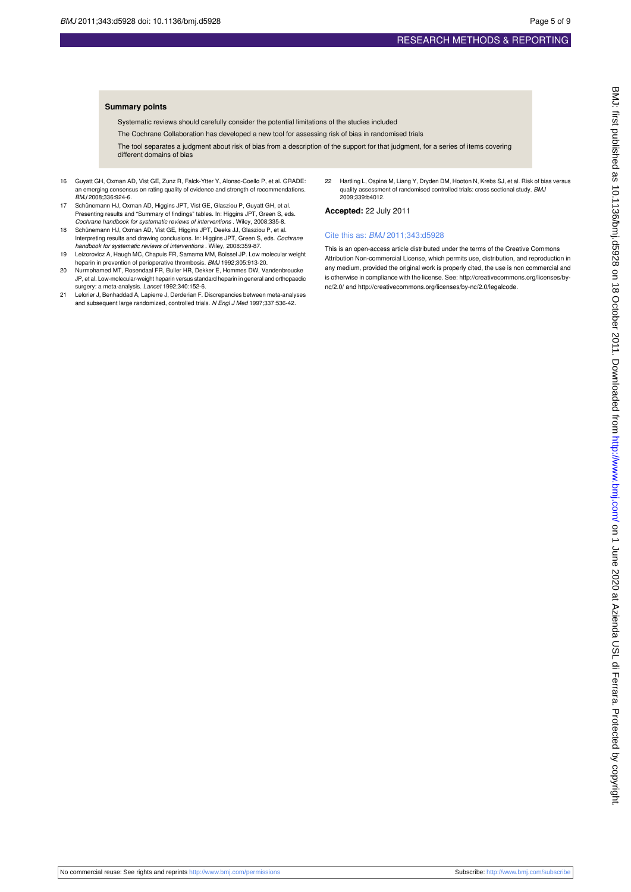**Summary points**

Systematic reviews should carefully consider the potential limitations of the studies included

The Cochrane Collaboration has developed a new tool for assessing risk of bias in randomised trials

The tool separates a judgment about risk of bias from a description of the support for that judgment, for a series of items covering different domains of bias

16 Guyatt GH, Oxman AD, Vist GE, Zunz R, Falck-Ytter Y, Alonso-Coello P, et al. GRADE: an emerging consensus on rating quality of evidence and strength of recommendations. *BMJ* 2008;336:924-6.

17 Schünemann HJ, Oxman AD, Higgins JPT, Vist GE, Glasziou P, Guyatt GH, et al. Presenting results and "Summary of findings" tables. In: Higgins JPT, Green S, eds. *Cochrane handbook for systematic reviews of interventions* . Wiley, 2008:335-8.

18 Schünemann HJ, Oxman AD, Vist GE, Higgins JPT, Deeks JJ, Glasziou P, et al. Interpreting results and drawing conclusions. In: Higgins JPT, Green S, eds. *Cochrane handbook for systematic reviews of interventions* . Wiley, 2008:359-87.

19 Leizorovicz A, Haugh MC, Chapuis FR, Samama MM, Boissel JP. Low molecular weight heparin in prevention of perioperative thrombosis. *BMJ* 1992;305:913-20.

20 Nurmohamed MT, Rosendaal FR, Buller HR, Dekker E, Hommes DW, Vandenbroucke JP, et al. Low-molecular-weight heparin versus standard heparin in general and orthopaedic surgery: a meta-analysis. *Lancet* 1992;340:152-6.

21 Lelorier J, Benhaddad A, Lapierre J, Derderian F. Discrepancies between meta-analyses and subsequent large randomized, controlled trials. *N Engl J Med* 1997;337:536-42.

22 Hartling L, Ospina M, Liang Y, Dryden DM, Hooton N, Krebs SJ, et al. Risk of bias versus quality assessment of randomised controlled trials: cross sectional study. *BMJ* 2009;339:b4012.

**Accepted:** 22 July 2011

Cite this as: *BMJ* 2011;343:d5928

This is an open-access article distributed under the terms of the Creative Commons Attribution Non-commercial License, which permits use, distribution, and reproduction in any medium, provided the original work is properly cited, the use is non commercial and is otherwise in compliance with the license. See: http://creativecommons.org/licenses/by-nc/2.0/ and http://creativecommons.org/licenses/by-nc/2.0/legalcode.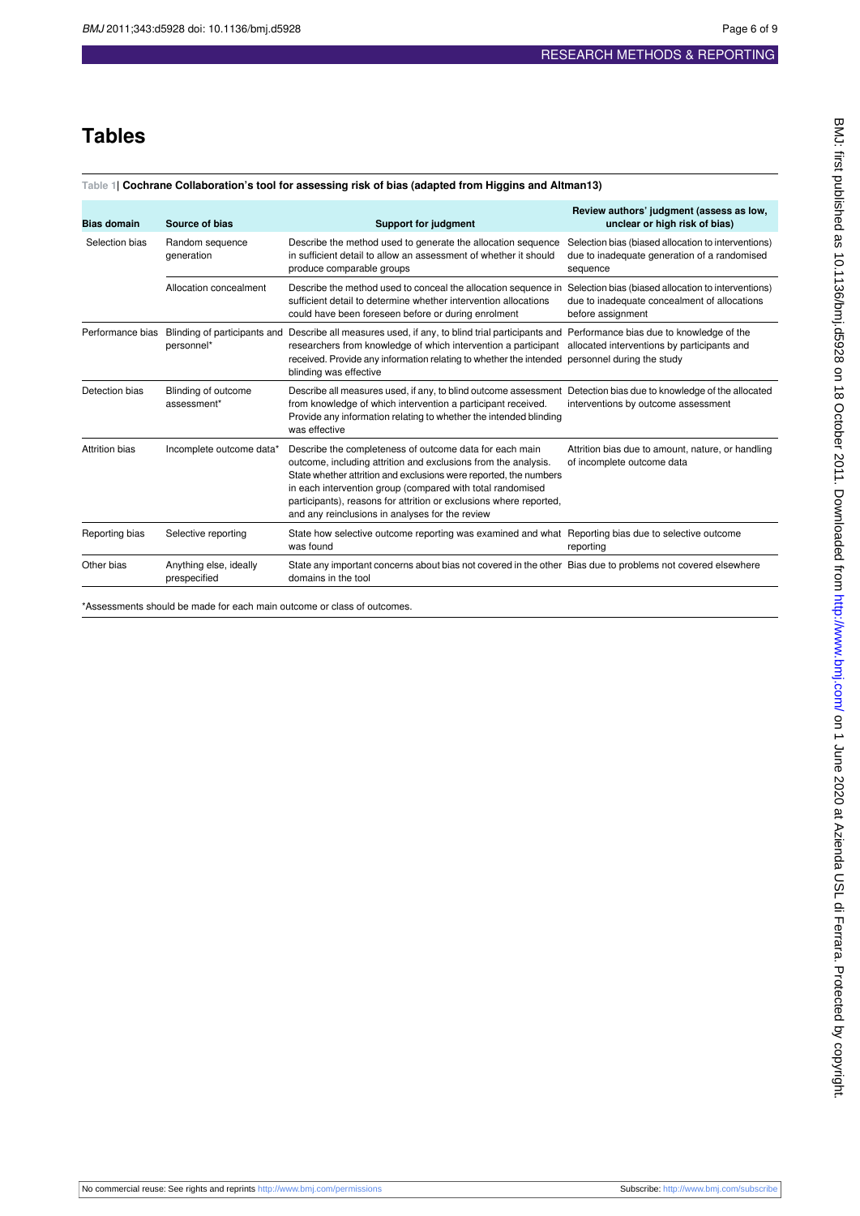# Tables

**Table 1| Cochrane Collaboration's tool for assessing risk of bias (adapted from Higgins and Altman13)**

| Bias domain | Source of bias | Support for judgment | Review authors' judgment (assess as low, unclear or high risk of bias) |
|---|---|---|---|
| Selection bias | Random sequence generation | Describe the method used to generate the allocation sequence in sufficient detail to allow an assessment of whether it should produce comparable groups | Selection bias (biased allocation to interventions) due to inadequate generation of a randomised sequence |
| | Allocation concealment | Describe the method used to conceal the allocation sequence in sufficient detail to determine whether intervention allocations could have been foreseen before or during enrolment | Selection bias (biased allocation to interventions) due to inadequate concealment of allocations before assignment |
| Performance bias | Blinding of participants and personnel* | Describe all measures used, if any, to blind trial participants and researchers from knowledge of which intervention a participant received. Provide any information relating to whether the intended blinding was effective | Performance bias due to knowledge of the allocated interventions by participants and personnel during the study |
| Detection bias | Blinding of outcome assessment* | Describe all measures used, if any, to blind outcome assessment from knowledge of which intervention a participant received. Provide any information relating to whether the intended blinding was effective | Detection bias due to knowledge of the allocated interventions by outcome assessment |
| Attrition bias | Incomplete outcome data* | Describe the completeness of outcome data for each main outcome, including attrition and exclusions from the analysis. State whether attrition and exclusions were reported, the numbers in each intervention group (compared with total randomised participants), reasons for attrition or exclusions where reported, and any reinclusions in analyses for the review | Attrition bias due to amount, nature, or handling of incomplete outcome data |
| Reporting bias | Selective reporting | State how selective outcome reporting was examined and what was found | Reporting bias due to selective outcome reporting |
| Other bias | Anything else, ideally prespecified | State any important concerns about bias not covered in the other domains in the tool | Bias due to problems not covered elsewhere |

*Assessments should be made for each main outcome or class of outcomes.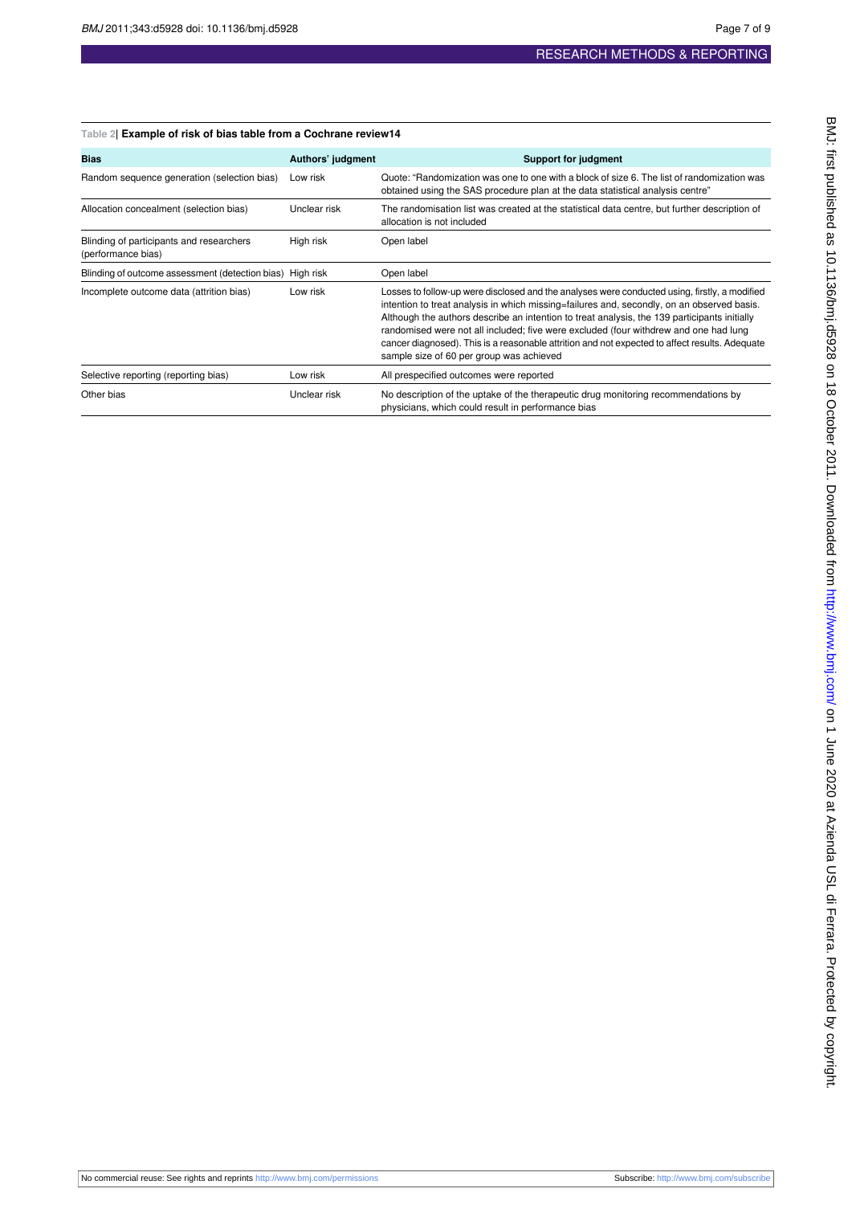Table 2| **Example of risk of bias table from a Cochrane review14**

| Bias | Authors' judgment | Support for judgment |
| --- | --- | --- |
| Random sequence generation (selection bias) | Low risk | Quote: "Randomization was one to one with a block of size 6. The list of randomization was obtained using the SAS procedure plan at the data statistical analysis centre" |
| Allocation concealment (selection bias) | Unclear risk | The randomisation list was created at the statistical data centre, but further description of allocation is not included |
| Blinding of participants and researchers (performance bias) | High risk | Open label |
| Blinding of outcome assessment (detection bias) | High risk | Open label |
| Incomplete outcome data (attrition bias) | Low risk | Losses to follow-up were disclosed and the analyses were conducted using, firstly, a modified intention to treat analysis in which missing=failures and, secondly, on an observed basis. Although the authors describe an intention to treat analysis, the 139 participants initially randomised were not all included; five were excluded (four withdrew and one had lung cancer diagnosed). This is a reasonable attrition and not expected to affect results. Adequate sample size of 60 per group was achieved |
| Selective reporting (reporting bias) | Low risk | All prespecified outcomes were reported |
| Other bias | Unclear risk | No description of the uptake of the therapeutic drug monitoring recommendations by physicians, which could result in performance bias |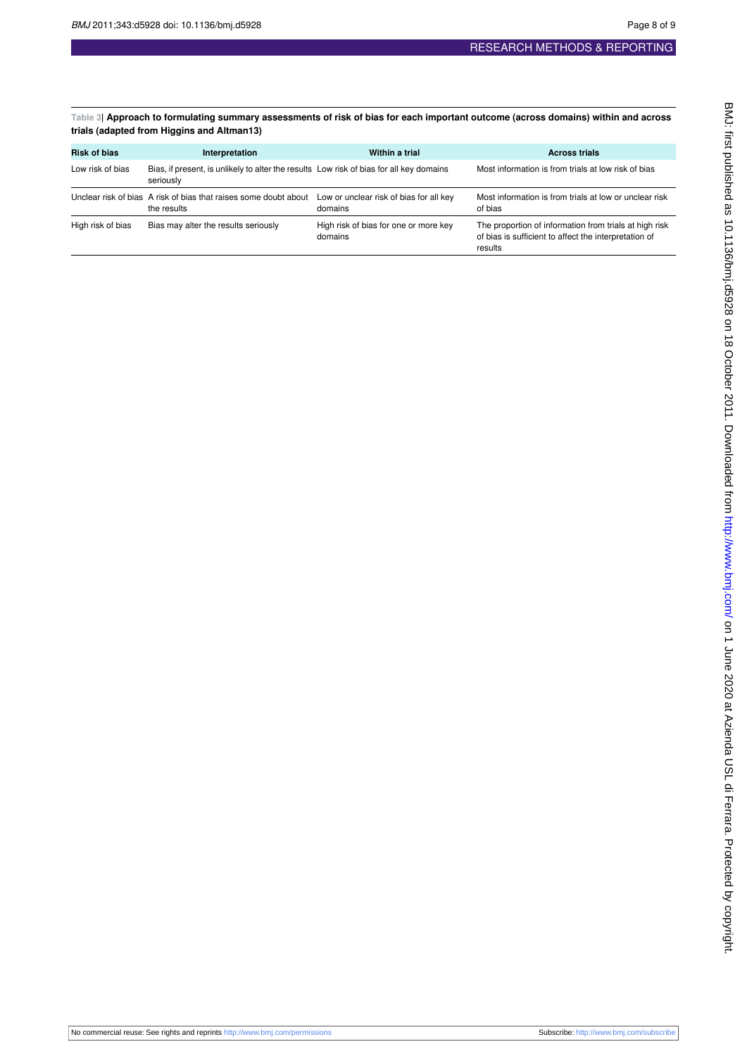**Table 3| Approach to formulating summary assessments of risk of bias for each important outcome (across domains) within and across trials (adapted from Higgins and Altman13)**

| Risk of bias | Interpretation | Within a trial | Across trials |
|---|---|---|---|
| Low risk of bias | Bias, if present, is unlikely to alter the results seriously | Low risk of bias for all key domains | Most information is from trials at low risk of bias |
| Unclear risk of bias | A risk of bias that raises some doubt about the results | Low or unclear risk of bias for all key domains | Most information is from trials at low or unclear risk of bias |
| High risk of bias | Bias may alter the results seriously | High risk of bias for one or more key domains | The proportion of information from trials at high risk of bias is sufficient to affect the interpretation of results |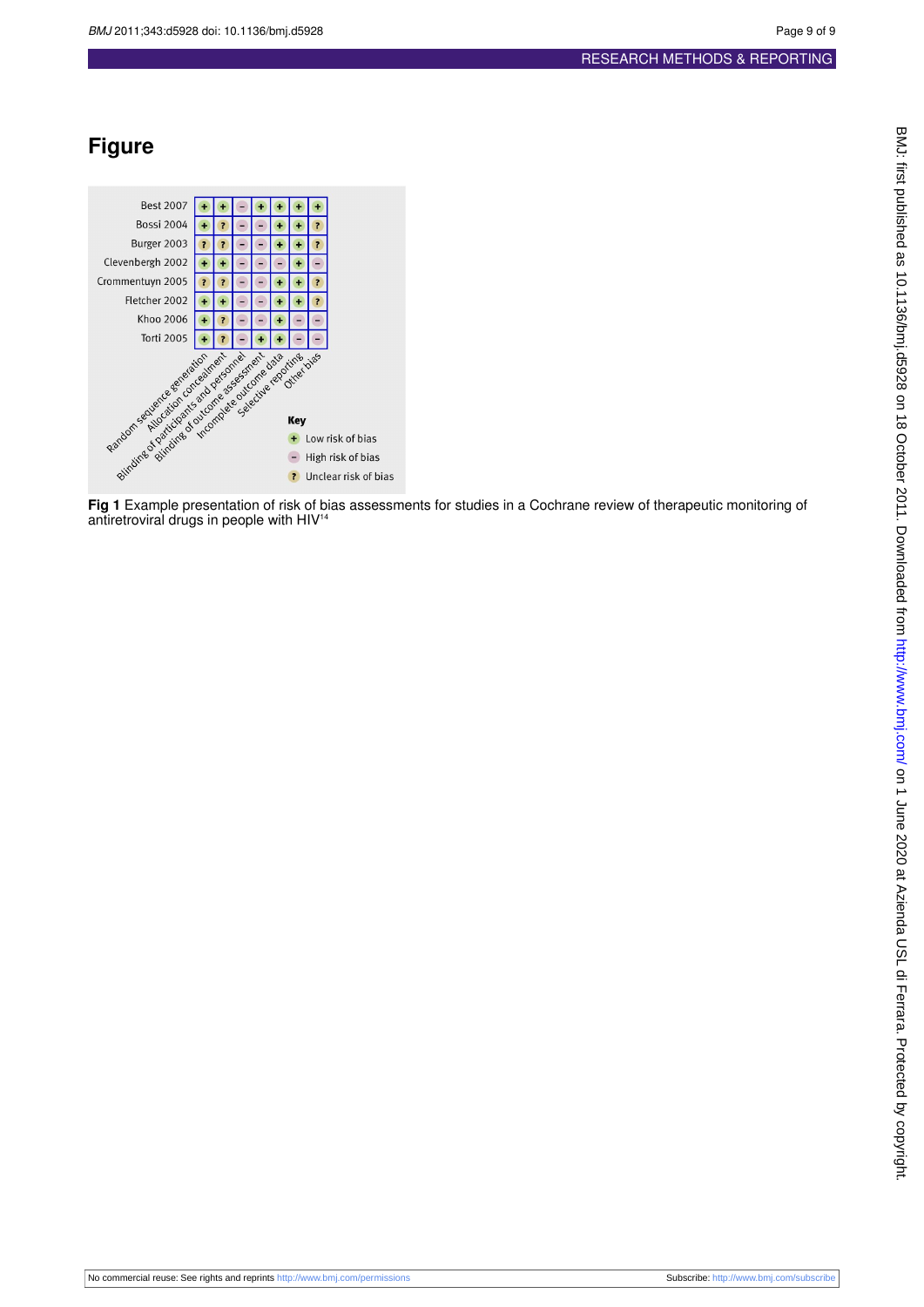# Figure

Best 2007

Bossi 2004

Burger 2003

Clevenbergh 2002

Crommentuyn 2005

Fletcher 2002

Khoo 2006

Torti 2005

Random sequence generation

Allocation concealment

Blinding of participants and personnel

Blinding of outcome assessment

Incomplete outcome data

Selective reporting

Other bias

Key

Low risk of bias

High risk of bias

Unclear risk of bias

**Fig 1** Example presentation of risk of bias assessments for studies in a Cochrane review of therapeutic monitoring of antiretroviral drugs in people with HIV[14]